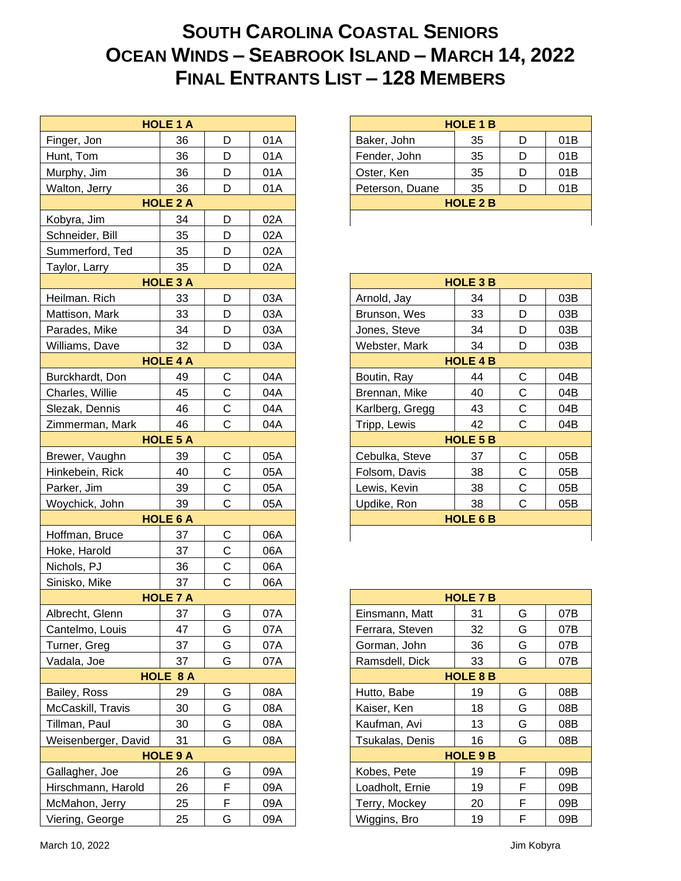# South Carolina Coastal Seniors
# Ocean Winds – Seabrook Island – March 14, 2022
# Final Entrants List – 128 Members

| HOLE 1 A | | | |
|---|---|---|---|
| Finger, Jon | 36 | D | 01A |
| Hunt, Tom | 36 | D | 01A |
| Murphy, Jim | 36 | D | 01A |
| Walton, Jerry | 36 | D | 01A |
| **HOLE 2 A** | | | |
| Kobyra, Jim | 34 | D | 02A |
| Schneider, Bill | 35 | D | 02A |
| Summerford, Ted | 35 | D | 02A |
| Taylor, Larry | 35 | D | 02A |
| **HOLE 3 A** | | | |
| Heilman. Rich | 33 | D | 03A |
| Mattison, Mark | 33 | D | 03A |
| Parades, Mike | 34 | D | 03A |
| Williams, Dave | 32 | D | 03A |
| **HOLE 4 A** | | | |
| Burckhardt, Don | 49 | C | 04A |
| Charles, Willie | 45 | C | 04A |
| Slezak, Dennis | 46 | C | 04A |
| Zimmerman, Mark | 46 | C | 04A |
| **HOLE 5 A** | | | |
| Brewer, Vaughn | 39 | C | 05A |
| Hinkebein, Rick | 40 | C | 05A |
| Parker, Jim | 39 | C | 05A |
| Woychick, John | 39 | C | 05A |
| **HOLE 6 A** | | | |
| Hoffman, Bruce | 37 | C | 06A |
| Hoke, Harold | 37 | C | 06A |
| Nichols, PJ | 36 | C | 06A |
| Sinisko, Mike | 37 | C | 06A |
| **HOLE 7 A** | | | |
| Albrecht, Glenn | 37 | G | 07A |
| Cantelmo, Louis | 47 | G | 07A |
| Turner, Greg | 37 | G | 07A |
| Vadala, Joe | 37 | G | 07A |
| **HOLE 8 A** | | | |
| Bailey, Ross | 29 | G | 08A |
| McCaskill, Travis | 30 | G | 08A |
| Tillman, Paul | 30 | G | 08A |
| Weisenberger, David | 31 | G | 08A |
| **HOLE 9 A** | | | |
| Gallagher, Joe | 26 | G | 09A |
| Hirschmann, Harold | 26 | F | 09A |
| McMahon, Jerry | 25 | F | 09A |
| Viering, George | 25 | G | 09A |

| HOLE 1 B | | | |
|---|---|---|---|
| Baker, John | 35 | D | 01B |
| Fender, John | 35 | D | 01B |
| Oster, Ken | 35 | D | 01B |
| Peterson, Duane | 35 | D | 01B |
| **HOLE 2 B** | | | |
| | | | |

| HOLE 3 B | | | |
|---|---|---|---|
| Arnold, Jay | 34 | D | 03B |
| Brunson, Wes | 33 | D | 03B |
| Jones, Steve | 34 | D | 03B |
| Webster, Mark | 34 | D | 03B |
| **HOLE 4 B** | | | |
| Boutin, Ray | 44 | C | 04B |
| Brennan, Mike | 40 | C | 04B |
| Karlberg, Gregg | 43 | C | 04B |
| Tripp, Lewis | 42 | C | 04B |
| **HOLE 5 B** | | | |
| Cebulka, Steve | 37 | C | 05B |
| Folsom, Davis | 38 | C | 05B |
| Lewis, Kevin | 38 | C | 05B |
| Updike, Ron | 38 | C | 05B |
| **HOLE 6 B** | | | |
| | | | |

| HOLE 7 B | | | |
|---|---|---|---|
| Einsmann, Matt | 31 | G | 07B |
| Ferrara, Steven | 32 | G | 07B |
| Gorman, John | 36 | G | 07B |
| Ramsdell, Dick | 33 | G | 07B |
| **HOLE 8 B** | | | |
| Hutto, Babe | 19 | G | 08B |
| Kaiser, Ken | 18 | G | 08B |
| Kaufman, Avi | 13 | G | 08B |
| Tsukalas, Denis | 16 | G | 08B |
| **HOLE 9 B** | | | |
| Kobes, Pete | 19 | F | 09B |
| Loadholt, Ernie | 19 | F | 09B |
| Terry, Mockey | 20 | F | 09B |
| Wiggins, Bro | 19 | F | 09B |

March 10, 2022

Jim Kobyra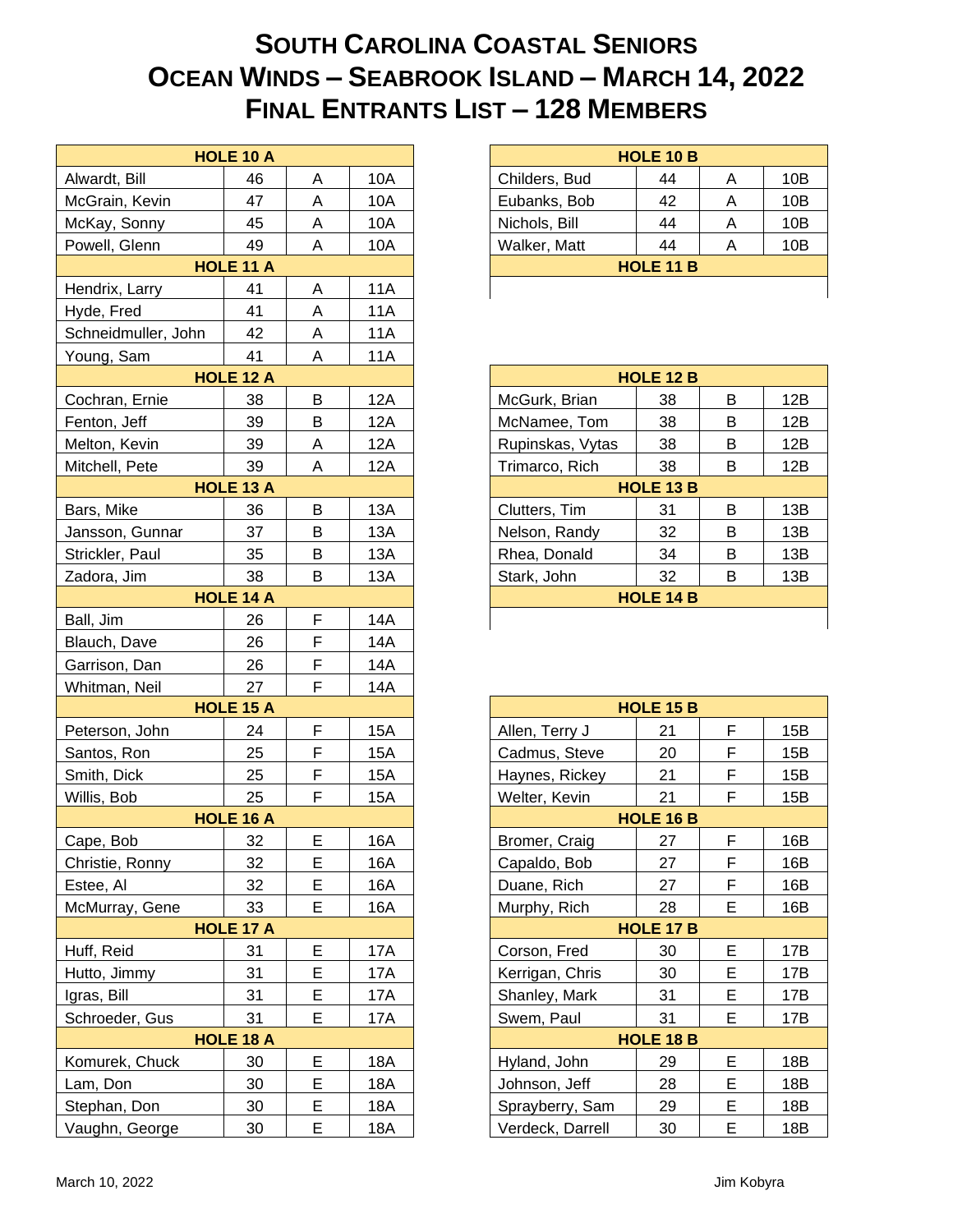# SOUTH CAROLINA COASTAL SENIORS
# OCEAN WINDS – SEABROOK ISLAND – MARCH 14, 2022
# FINAL ENTRANTS LIST – 128 MEMBERS

| | | | |
|---|---|---|---|
| **HOLE 10 A** | | | |
| Alwardt, Bill | 46 | A | 10A |
| McGrain, Kevin | 47 | A | 10A |
| McKay, Sonny | 45 | A | 10A |
| Powell, Glenn | 49 | A | 10A |
| **HOLE 11 A** | | | |
| Hendrix, Larry | 41 | A | 11A |
| Hyde, Fred | 41 | A | 11A |
| Schneidmuller, John | 42 | A | 11A |
| Young, Sam | 41 | A | 11A |
| **HOLE 12 A** | | | |
| Cochran, Ernie | 38 | B | 12A |
| Fenton, Jeff | 39 | B | 12A |
| Melton, Kevin | 39 | A | 12A |
| Mitchell, Pete | 39 | A | 12A |
| **HOLE 13 A** | | | |
| Bars, Mike | 36 | B | 13A |
| Jansson, Gunnar | 37 | B | 13A |
| Strickler, Paul | 35 | B | 13A |
| Zadora, Jim | 38 | B | 13A |
| **HOLE 14 A** | | | |
| Ball, Jim | 26 | F | 14A |
| Blauch, Dave | 26 | F | 14A |
| Garrison, Dan | 26 | F | 14A |
| Whitman, Neil | 27 | F | 14A |
| **HOLE 15 A** | | | |
| Peterson, John | 24 | F | 15A |
| Santos, Ron | 25 | F | 15A |
| Smith, Dick | 25 | F | 15A |
| Willis, Bob | 25 | F | 15A |
| **HOLE 16 A** | | | |
| Cape, Bob | 32 | E | 16A |
| Christie, Ronny | 32 | E | 16A |
| Estee, Al | 32 | E | 16A |
| McMurray, Gene | 33 | E | 16A |
| **HOLE 17 A** | | | |
| Huff, Reid | 31 | E | 17A |
| Hutto, Jimmy | 31 | E | 17A |
| Igras, Bill | 31 | E | 17A |
| Schroeder, Gus | 31 | E | 17A |
| **HOLE 18 A** | | | |
| Komurek, Chuck | 30 | E | 18A |
| Lam, Don | 30 | E | 18A |
| Stephan, Don | 30 | E | 18A |
| Vaughn, George | 30 | E | 18A |

| | | | |
|---|---|---|---|
| **HOLE 10 B** | | | |
| Childers, Bud | 44 | A | 10B |
| Eubanks, Bob | 42 | A | 10B |
| Nichols, Bill | 44 | A | 10B |
| Walker, Matt | 44 | A | 10B |
| **HOLE 11 B** | | | |
| | | | |
| **HOLE 12 B** | | | |
| McGurk, Brian | 38 | B | 12B |
| McNamee, Tom | 38 | B | 12B |
| Rupinskas, Vytas | 38 | B | 12B |
| Trimarco, Rich | 38 | B | 12B |
| **HOLE 13 B** | | | |
| Clutters, Tim | 31 | B | 13B |
| Nelson, Randy | 32 | B | 13B |
| Rhea, Donald | 34 | B | 13B |
| Stark, John | 32 | B | 13B |
| **HOLE 14 B** | | | |
| | | | |
| **HOLE 15 B** | | | |
| Allen, Terry J | 21 | F | 15B |
| Cadmus, Steve | 20 | F | 15B |
| Haynes, Rickey | 21 | F | 15B |
| Welter, Kevin | 21 | F | 15B |
| **HOLE 16 B** | | | |
| Bromer, Craig | 27 | F | 16B |
| Capaldo, Bob | 27 | F | 16B |
| Duane, Rich | 27 | F | 16B |
| Murphy, Rich | 28 | E | 16B |
| **HOLE 17 B** | | | |
| Corson, Fred | 30 | E | 17B |
| Kerrigan, Chris | 30 | E | 17B |
| Shanley, Mark | 31 | E | 17B |
| Swem, Paul | 31 | E | 17B |
| **HOLE 18 B** | | | |
| Hyland, John | 29 | E | 18B |
| Johnson, Jeff | 28 | E | 18B |
| Sprayberry, Sam | 29 | E | 18B |
| Verdeck, Darrell | 30 | E | 18B |

March 10, 2022

Jim Kobyra